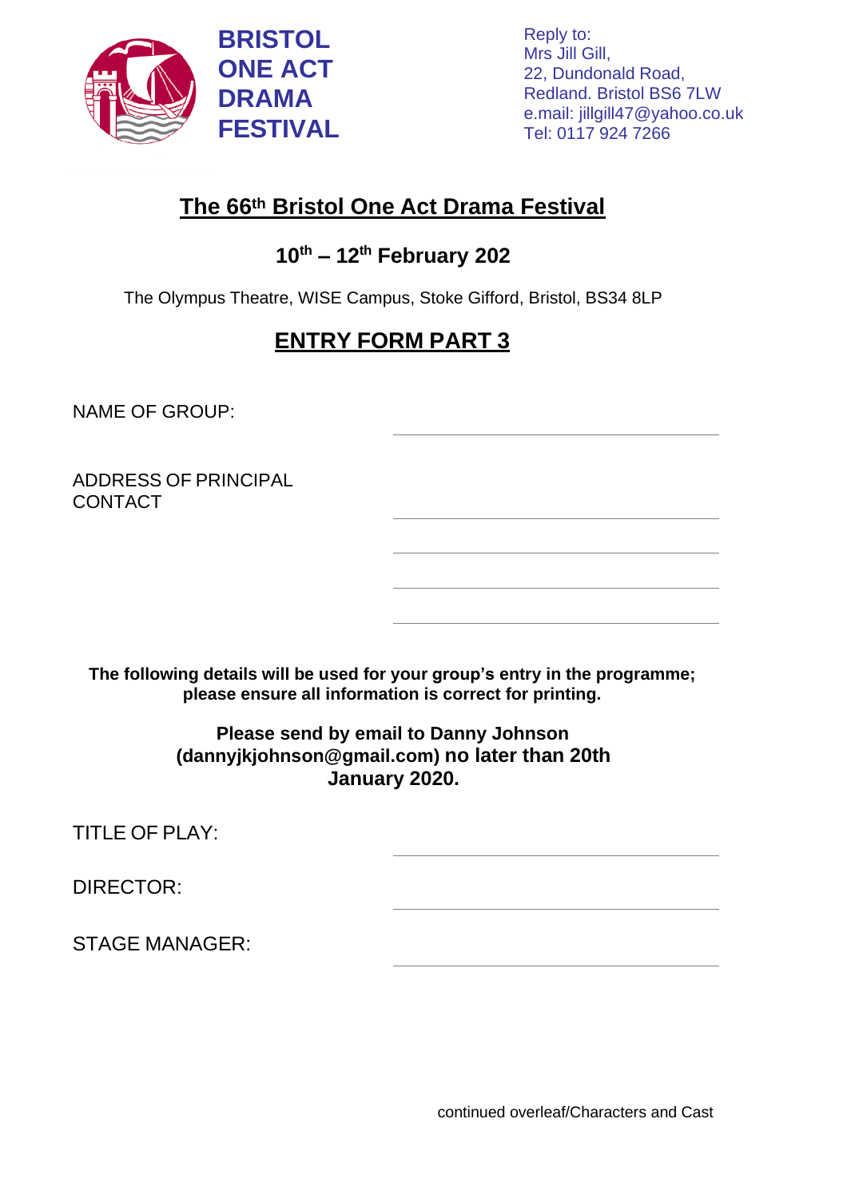**BRISTOL ONE ACT DRAMA FESTIVAL**

Reply to:
Mrs Jill Gill,
22, Dundonald Road,
Redland. Bristol BS6 7LW
e.mail: jillgill47@yahoo.co.uk
Tel: 0117 924 7266

# The 66th Bristol One Act Drama Festival

## 10th – 12th February 202

The Olympus Theatre, WISE Campus, Stoke Gifford, Bristol, BS34 8LP

## ENTRY FORM PART 3

NAME OF GROUP: \_\_\_\_\_\_\_\_\_\_\_\_\_\_\_\_\_\_\_\_\_\_\_\_\_\_\_\_\_\_

ADDRESS OF PRINCIPAL CONTACT \_\_\_\_\_\_\_\_\_\_\_\_\_\_\_\_\_\_\_\_\_\_\_\_\_\_\_\_\_\_

\_\_\_\_\_\_\_\_\_\_\_\_\_\_\_\_\_\_\_\_\_\_\_\_\_\_\_\_\_\_

\_\_\_\_\_\_\_\_\_\_\_\_\_\_\_\_\_\_\_\_\_\_\_\_\_\_\_\_\_\_

\_\_\_\_\_\_\_\_\_\_\_\_\_\_\_\_\_\_\_\_\_\_\_\_\_\_\_\_\_\_

**The following details will be used for your group's entry in the programme; please ensure all information is correct for printing.**

**Please send by email to Danny Johnson (dannyjkjohnson@gmail.com) no later than 20th January 2020.**

TITLE OF PLAY: \_\_\_\_\_\_\_\_\_\_\_\_\_\_\_\_\_\_\_\_\_\_\_\_\_\_\_\_\_\_

DIRECTOR: \_\_\_\_\_\_\_\_\_\_\_\_\_\_\_\_\_\_\_\_\_\_\_\_\_\_\_\_\_\_

STAGE MANAGER: \_\_\_\_\_\_\_\_\_\_\_\_\_\_\_\_\_\_\_\_\_\_\_\_\_\_\_\_\_\_

continued overleaf/Characters and Cast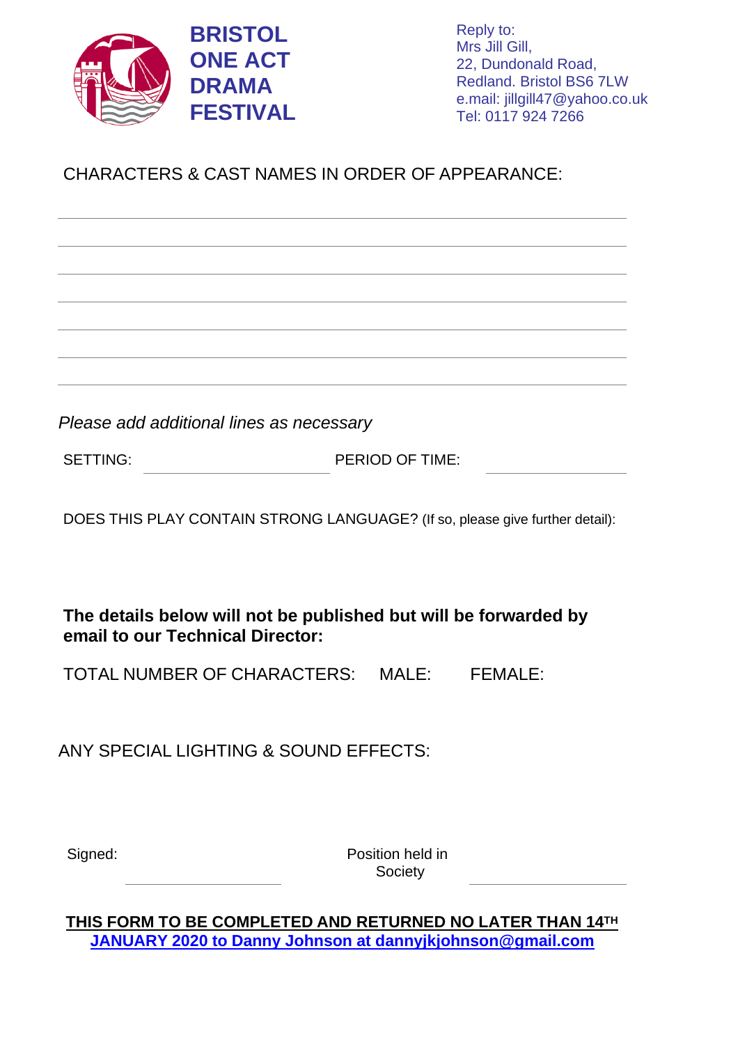**BRISTOL ONE ACT DRAMA FESTIVAL**

Reply to:
Mrs Jill Gill,
22, Dundonald Road,
Redland. Bristol BS6 7LW
e.mail: jillgill47@yahoo.co.uk
Tel: 0117 924 7266

CHARACTERS & CAST NAMES IN ORDER OF APPEARANCE:

___

___

___

___

___

___

___

*Please add additional lines as necessary*

SETTING: ______________ PERIOD OF TIME: ______________

DOES THIS PLAY CONTAIN STRONG LANGUAGE? (If so, please give further detail):

**The details below will not be published but will be forwarded by email to our Technical Director:**

TOTAL NUMBER OF CHARACTERS: MALE: FEMALE:

ANY SPECIAL LIGHTING & SOUND EFFECTS:

Signed: ______________ Position held in Society ______________

**THIS FORM TO BE COMPLETED AND RETURNED NO LATER THAN 14TH JANUARY 2020 to Danny Johnson at dannyjkjohnson@gmail.com**